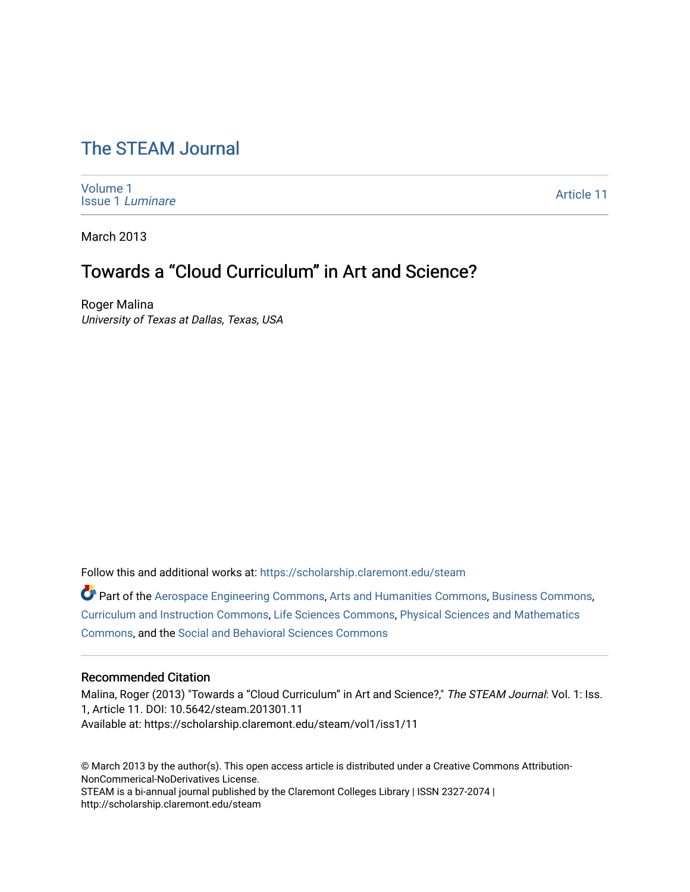# The STEAM Journal

Volume 1
Issue 1 *Luminare*

Article 11

March 2013

## Towards a "Cloud Curriculum" in Art and Science?

Roger Malina
*University of Texas at Dallas, Texas, USA*

Follow this and additional works at: https://scholarship.claremont.edu/steam

Part of the Aerospace Engineering Commons, Arts and Humanities Commons, Business Commons, Curriculum and Instruction Commons, Life Sciences Commons, Physical Sciences and Mathematics Commons, and the Social and Behavioral Sciences Commons

### Recommended Citation

Malina, Roger (2013) "Towards a "Cloud Curriculum" in Art and Science?," *The STEAM Journal*: Vol. 1: Iss. 1, Article 11. DOI: 10.5642/steam.201301.11
Available at: https://scholarship.claremont.edu/steam/vol1/iss1/11

© March 2013 by the author(s). This open access article is distributed under a Creative Commons Attribution-NonCommerical-NoDerivatives License.
STEAM is a bi-annual journal published by the Claremont Colleges Library | ISSN 2327-2074 | http://scholarship.claremont.edu/steam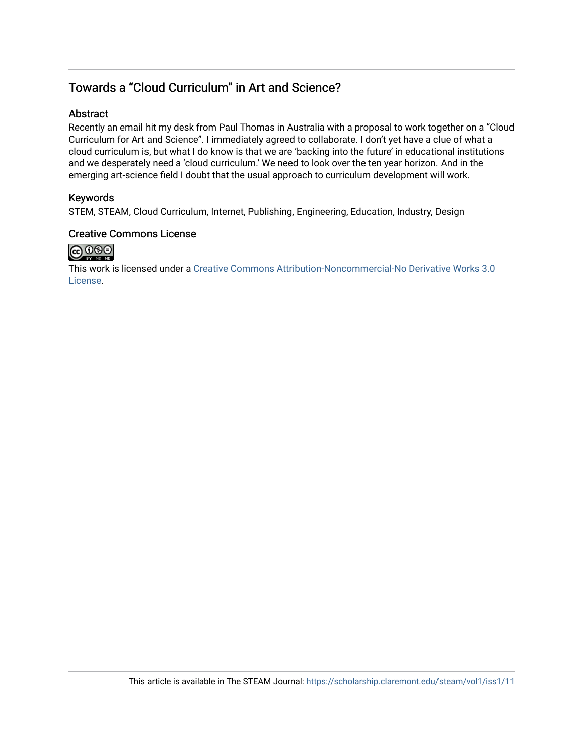## Towards a "Cloud Curriculum" in Art and Science?

### Abstract

Recently an email hit my desk from Paul Thomas in Australia with a proposal to work together on a "Cloud Curriculum for Art and Science". I immediately agreed to collaborate. I don't yet have a clue of what a cloud curriculum is, but what I do know is that we are 'backing into the future' in educational institutions and we desperately need a 'cloud curriculum.' We need to look over the ten year horizon. And in the emerging art-science field I doubt that the usual approach to curriculum development will work.

### Keywords

STEM, STEAM, Cloud Curriculum, Internet, Publishing, Engineering, Education, Industry, Design

### Creative Commons License

This work is licensed under a Creative Commons Attribution-Noncommercial-No Derivative Works 3.0 License.

This article is available in The STEAM Journal: https://scholarship.claremont.edu/steam/vol1/iss1/11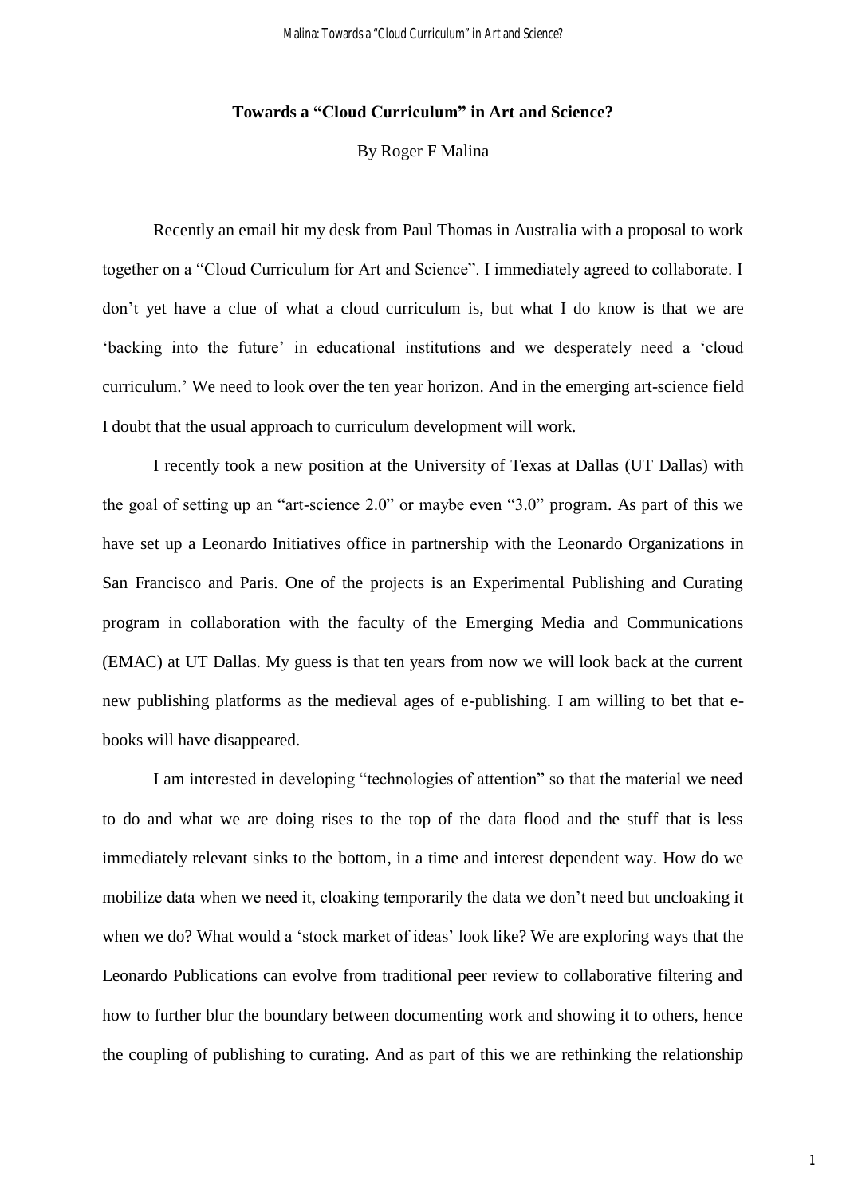**Towards a "Cloud Curriculum" in Art and Science?**

By Roger F Malina

Recently an email hit my desk from Paul Thomas in Australia with a proposal to work together on a "Cloud Curriculum for Art and Science". I immediately agreed to collaborate. I don't yet have a clue of what a cloud curriculum is, but what I do know is that we are 'backing into the future' in educational institutions and we desperately need a 'cloud curriculum.' We need to look over the ten year horizon. And in the emerging art-science field I doubt that the usual approach to curriculum development will work.

I recently took a new position at the University of Texas at Dallas (UT Dallas) with the goal of setting up an "art-science 2.0" or maybe even "3.0" program. As part of this we have set up a Leonardo Initiatives office in partnership with the Leonardo Organizations in San Francisco and Paris. One of the projects is an Experimental Publishing and Curating program in collaboration with the faculty of the Emerging Media and Communications (EMAC) at UT Dallas. My guess is that ten years from now we will look back at the current new publishing platforms as the medieval ages of e-publishing. I am willing to bet that e-books will have disappeared.

I am interested in developing "technologies of attention" so that the material we need to do and what we are doing rises to the top of the data flood and the stuff that is less immediately relevant sinks to the bottom, in a time and interest dependent way. How do we mobilize data when we need it, cloaking temporarily the data we don't need but uncloaking it when we do? What would a 'stock market of ideas' look like? We are exploring ways that the Leonardo Publications can evolve from traditional peer review to collaborative filtering and how to further blur the boundary between documenting work and showing it to others, hence the coupling of publishing to curating. And as part of this we are rethinking the relationship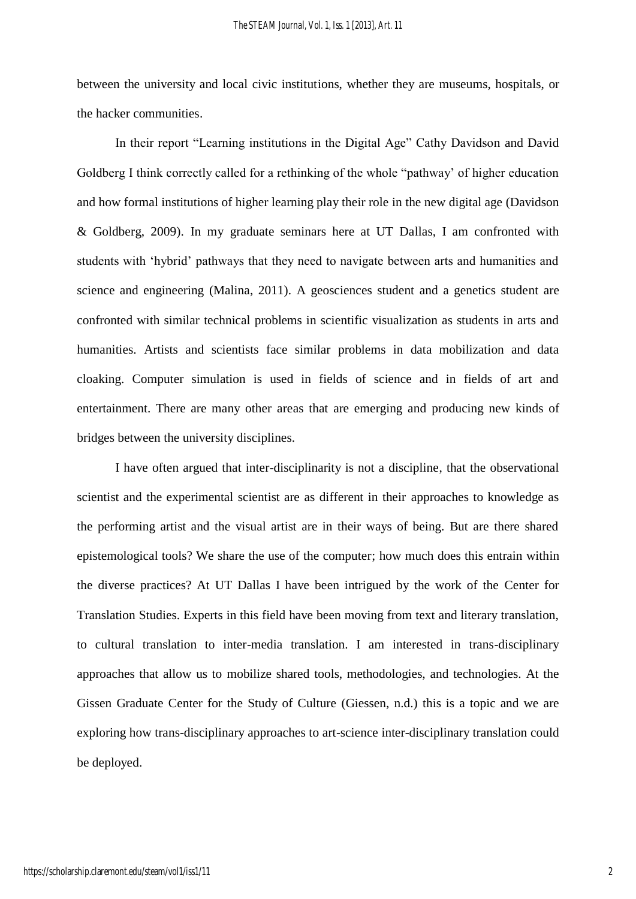between the university and local civic institutions, whether they are museums, hospitals, or the hacker communities.

In their report "Learning institutions in the Digital Age" Cathy Davidson and David Goldberg I think correctly called for a rethinking of the whole "pathway' of higher education and how formal institutions of higher learning play their role in the new digital age (Davidson & Goldberg, 2009). In my graduate seminars here at UT Dallas, I am confronted with students with 'hybrid' pathways that they need to navigate between arts and humanities and science and engineering (Malina, 2011). A geosciences student and a genetics student are confronted with similar technical problems in scientific visualization as students in arts and humanities. Artists and scientists face similar problems in data mobilization and data cloaking. Computer simulation is used in fields of science and in fields of art and entertainment. There are many other areas that are emerging and producing new kinds of bridges between the university disciplines.

I have often argued that inter-disciplinarity is not a discipline, that the observational scientist and the experimental scientist are as different in their approaches to knowledge as the performing artist and the visual artist are in their ways of being. But are there shared epistemological tools? We share the use of the computer; how much does this entrain within the diverse practices? At UT Dallas I have been intrigued by the work of the Center for Translation Studies. Experts in this field have been moving from text and literary translation, to cultural translation to inter-media translation. I am interested in trans-disciplinary approaches that allow us to mobilize shared tools, methodologies, and technologies. At the Gissen Graduate Center for the Study of Culture (Giessen, n.d.) this is a topic and we are exploring how trans-disciplinary approaches to art-science inter-disciplinary translation could be deployed.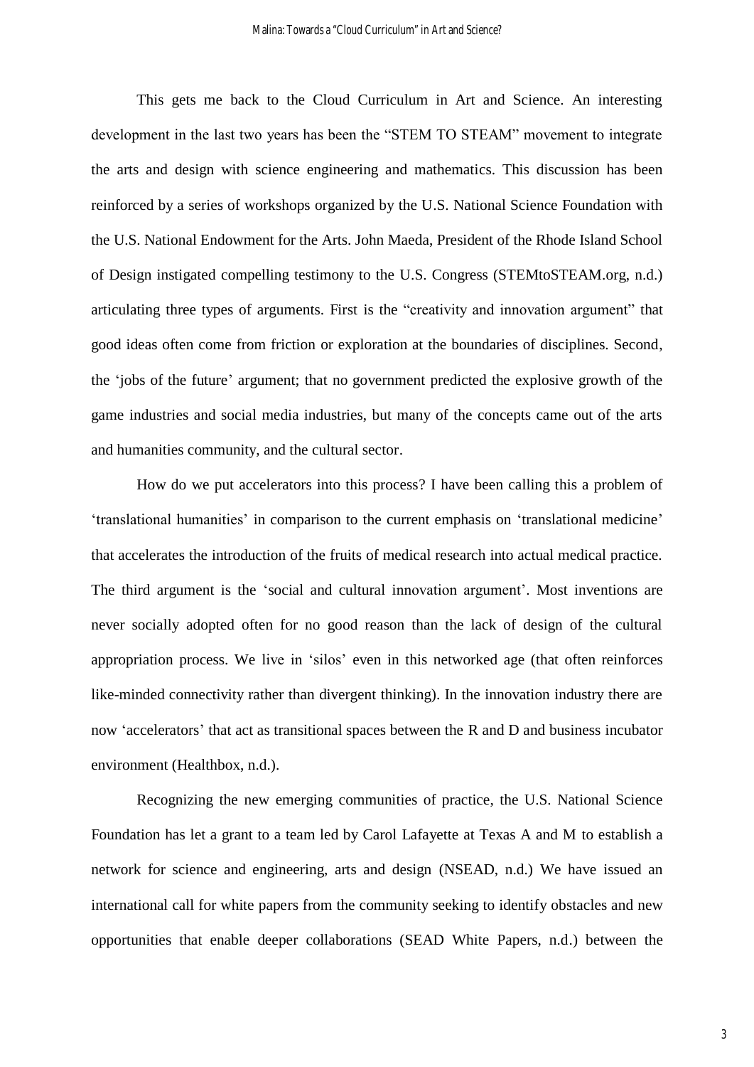This gets me back to the Cloud Curriculum in Art and Science. An interesting development in the last two years has been the "STEM TO STEAM" movement to integrate the arts and design with science engineering and mathematics. This discussion has been reinforced by a series of workshops organized by the U.S. National Science Foundation with the U.S. National Endowment for the Arts. John Maeda, President of the Rhode Island School of Design instigated compelling testimony to the U.S. Congress (STEMtoSTEAM.org, n.d.) articulating three types of arguments. First is the "creativity and innovation argument" that good ideas often come from friction or exploration at the boundaries of disciplines. Second, the 'jobs of the future' argument; that no government predicted the explosive growth of the game industries and social media industries, but many of the concepts came out of the arts and humanities community, and the cultural sector.

How do we put accelerators into this process? I have been calling this a problem of 'translational humanities' in comparison to the current emphasis on 'translational medicine' that accelerates the introduction of the fruits of medical research into actual medical practice. The third argument is the 'social and cultural innovation argument'. Most inventions are never socially adopted often for no good reason than the lack of design of the cultural appropriation process. We live in 'silos' even in this networked age (that often reinforces like-minded connectivity rather than divergent thinking). In the innovation industry there are now 'accelerators' that act as transitional spaces between the R and D and business incubator environment (Healthbox, n.d.).

Recognizing the new emerging communities of practice, the U.S. National Science Foundation has let a grant to a team led by Carol Lafayette at Texas A and M to establish a network for science and engineering, arts and design (NSEAD, n.d.) We have issued an international call for white papers from the community seeking to identify obstacles and new opportunities that enable deeper collaborations (SEAD White Papers, n.d.) between the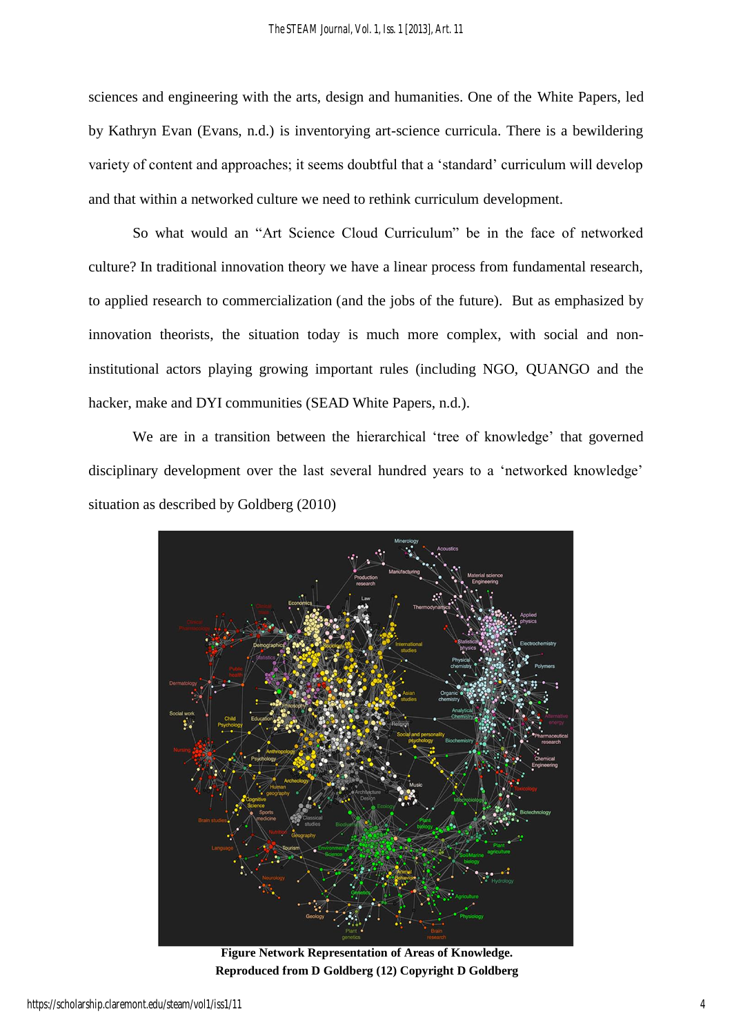sciences and engineering with the arts, design and humanities. One of the White Papers, led by Kathryn Evan (Evans, n.d.) is inventorying art-science curricula. There is a bewildering variety of content and approaches; it seems doubtful that a 'standard' curriculum will develop and that within a networked culture we need to rethink curriculum development.

So what would an "Art Science Cloud Curriculum" be in the face of networked culture? In traditional innovation theory we have a linear process from fundamental research, to applied research to commercialization (and the jobs of the future). But as emphasized by innovation theorists, the situation today is much more complex, with social and non-institutional actors playing growing important rules (including NGO, QUANGO and the hacker, make and DYI communities (SEAD White Papers, n.d.).

We are in a transition between the hierarchical 'tree of knowledge' that governed disciplinary development over the last several hundred years to a 'networked knowledge' situation as described by Goldberg (2010)

**Figure Network Representation of Areas of Knowledge.**
**Reproduced from D Goldberg (12) Copyright D Goldberg**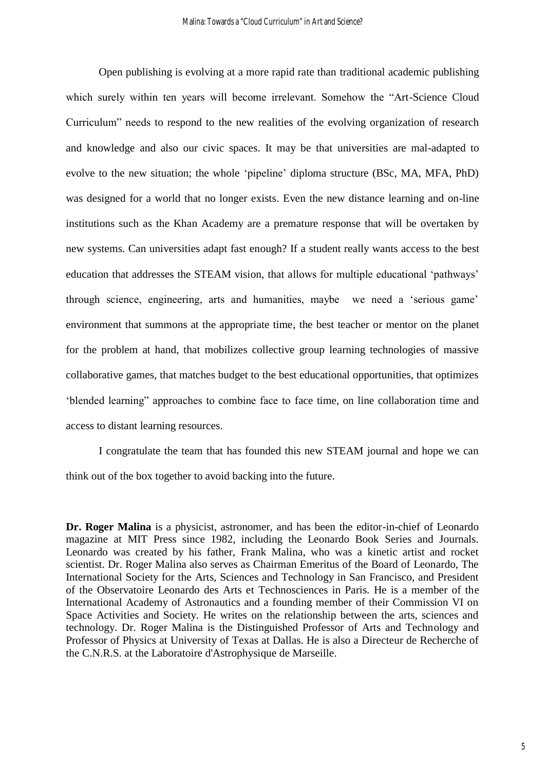Open publishing is evolving at a more rapid rate than traditional academic publishing which surely within ten years will become irrelevant. Somehow the "Art-Science Cloud Curriculum" needs to respond to the new realities of the evolving organization of research and knowledge and also our civic spaces. It may be that universities are mal-adapted to evolve to the new situation; the whole 'pipeline' diploma structure (BSc, MA, MFA, PhD) was designed for a world that no longer exists. Even the new distance learning and on-line institutions such as the Khan Academy are a premature response that will be overtaken by new systems. Can universities adapt fast enough? If a student really wants access to the best education that addresses the STEAM vision, that allows for multiple educational 'pathways' through science, engineering, arts and humanities, maybe we need a 'serious game' environment that summons at the appropriate time, the best teacher or mentor on the planet for the problem at hand, that mobilizes collective group learning technologies of massive collaborative games, that matches budget to the best educational opportunities, that optimizes 'blended learning" approaches to combine face to face time, on line collaboration time and access to distant learning resources.

I congratulate the team that has founded this new STEAM journal and hope we can think out of the box together to avoid backing into the future.

**Dr. Roger Malina** is a physicist, astronomer, and has been the editor-in-chief of Leonardo magazine at MIT Press since 1982, including the Leonardo Book Series and Journals. Leonardo was created by his father, Frank Malina, who was a kinetic artist and rocket scientist. Dr. Roger Malina also serves as Chairman Emeritus of the Board of Leonardo, The International Society for the Arts, Sciences and Technology in San Francisco, and President of the Observatoire Leonardo des Arts et Technosciences in Paris. He is a member of the International Academy of Astronautics and a founding member of their Commission VI on Space Activities and Society. He writes on the relationship between the arts, sciences and technology. Dr. Roger Malina is the Distinguished Professor of Arts and Technology and Professor of Physics at University of Texas at Dallas. He is also a Directeur de Recherche of the C.N.R.S. at the Laboratoire d'Astrophysique de Marseille.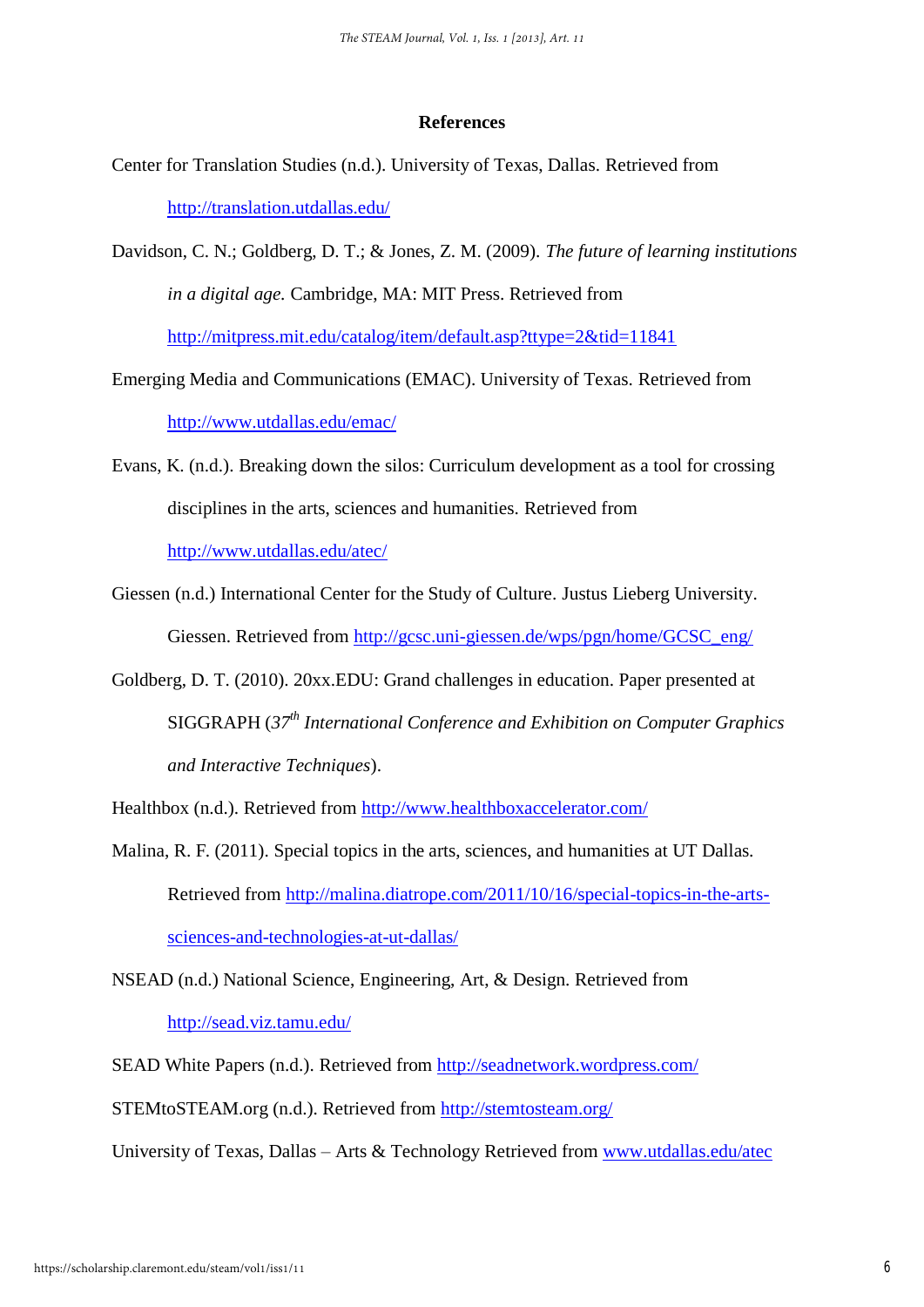## References

Center for Translation Studies (n.d.). University of Texas, Dallas. Retrieved from http://translation.utdallas.edu/

Davidson, C. N.; Goldberg, D. T.; & Jones, Z. M. (2009). *The future of learning institutions in a digital age.* Cambridge, MA: MIT Press. Retrieved from http://mitpress.mit.edu/catalog/item/default.asp?ttype=2&tid=11841

Emerging Media and Communications (EMAC). University of Texas. Retrieved from http://www.utdallas.edu/emac/

Evans, K. (n.d.). Breaking down the silos: Curriculum development as a tool for crossing disciplines in the arts, sciences and humanities. Retrieved from http://www.utdallas.edu/atec/

Giessen (n.d.) International Center for the Study of Culture. Justus Lieberg University. Giessen. Retrieved from http://gcsc.uni-giessen.de/wps/pgn/home/GCSC_eng/

Goldberg, D. T. (2010). 20xx.EDU: Grand challenges in education. Paper presented at SIGGRAPH (*37th International Conference and Exhibition on Computer Graphics and Interactive Techniques*).

Healthbox (n.d.). Retrieved from http://www.healthboxaccelerator.com/

Malina, R. F. (2011). Special topics in the arts, sciences, and humanities at UT Dallas. Retrieved from http://malina.diatrope.com/2011/10/16/special-topics-in-the-arts-sciences-and-technologies-at-ut-dallas/

NSEAD (n.d.) National Science, Engineering, Art, & Design. Retrieved from http://sead.viz.tamu.edu/

SEAD White Papers (n.d.). Retrieved from http://seadnetwork.wordpress.com/

STEMtoSTEAM.org (n.d.). Retrieved from http://stemtosteam.org/

University of Texas, Dallas – Arts & Technology Retrieved from www.utdallas.edu/atec